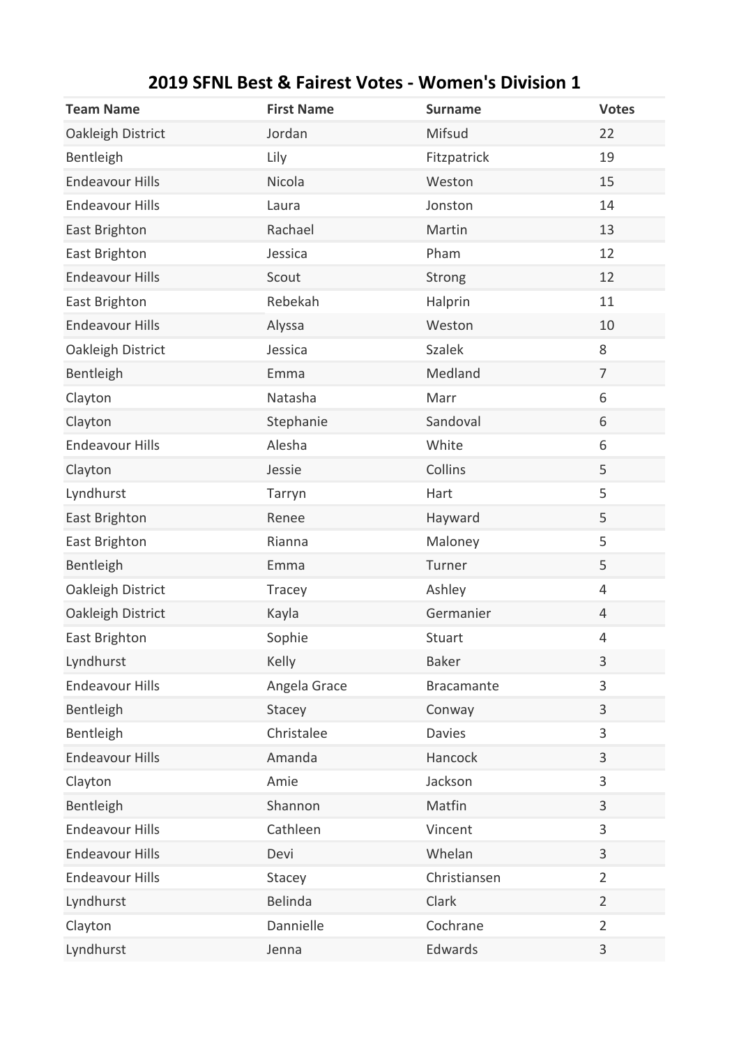# 2019 SFNL Best & Fairest Votes - Women's Division 1

| Team Name | First Name | Surname | Votes |
|---|---|---|---|
| Oakleigh District | Jordan | Mifsud | 22 |
| Bentleigh | Lily | Fitzpatrick | 19 |
| Endeavour Hills | Nicola | Weston | 15 |
| Endeavour Hills | Laura | Jonston | 14 |
| East Brighton | Rachael | Martin | 13 |
| East Brighton | Jessica | Pham | 12 |
| Endeavour Hills | Scout | Strong | 12 |
| East Brighton | Rebekah | Halprin | 11 |
| Endeavour Hills | Alyssa | Weston | 10 |
| Oakleigh District | Jessica | Szalek | 8 |
| Bentleigh | Emma | Medland | 7 |
| Clayton | Natasha | Marr | 6 |
| Clayton | Stephanie | Sandoval | 6 |
| Endeavour Hills | Alesha | White | 6 |
| Clayton | Jessie | Collins | 5 |
| Lyndhurst | Tarryn | Hart | 5 |
| East Brighton | Renee | Hayward | 5 |
| East Brighton | Rianna | Maloney | 5 |
| Bentleigh | Emma | Turner | 5 |
| Oakleigh District | Tracey | Ashley | 4 |
| Oakleigh District | Kayla | Germanier | 4 |
| East Brighton | Sophie | Stuart | 4 |
| Lyndhurst | Kelly | Baker | 3 |
| Endeavour Hills | Angela Grace | Bracamante | 3 |
| Bentleigh | Stacey | Conway | 3 |
| Bentleigh | Christalee | Davies | 3 |
| Endeavour Hills | Amanda | Hancock | 3 |
| Clayton | Amie | Jackson | 3 |
| Bentleigh | Shannon | Matfin | 3 |
| Endeavour Hills | Cathleen | Vincent | 3 |
| Endeavour Hills | Devi | Whelan | 3 |
| Endeavour Hills | Stacey | Christiansen | 2 |
| Lyndhurst | Belinda | Clark | 2 |
| Clayton | Dannielle | Cochrane | 2 |
| Lyndhurst | Jenna | Edwards | 3 |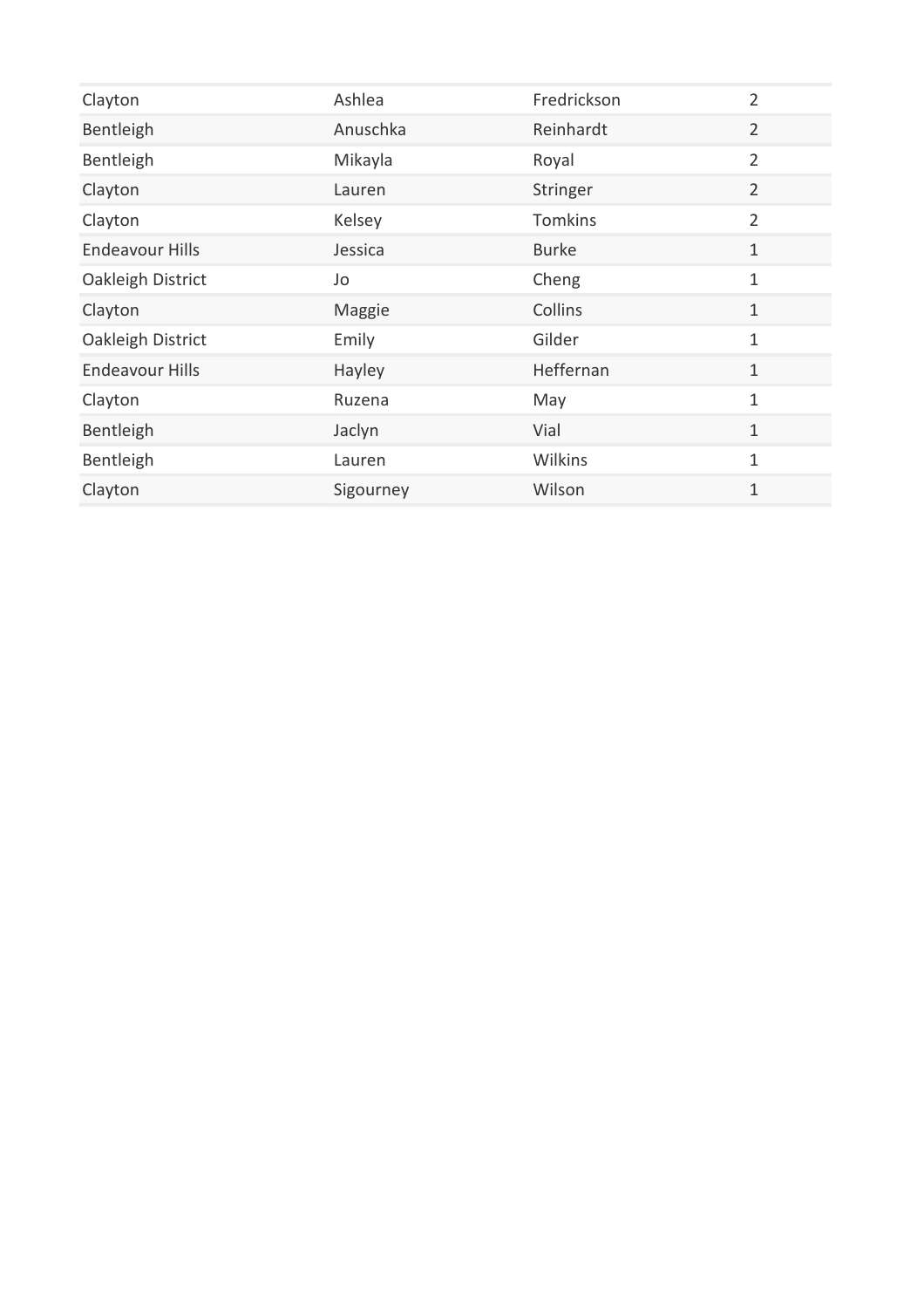| | | | |
|---|---|---|---|
| Clayton | Ashlea | Fredrickson | 2 |
| Bentleigh | Anuschka | Reinhardt | 2 |
| Bentleigh | Mikayla | Royal | 2 |
| Clayton | Lauren | Stringer | 2 |
| Clayton | Kelsey | Tomkins | 2 |
| Endeavour Hills | Jessica | Burke | 1 |
| Oakleigh District | Jo | Cheng | 1 |
| Clayton | Maggie | Collins | 1 |
| Oakleigh District | Emily | Gilder | 1 |
| Endeavour Hills | Hayley | Heffernan | 1 |
| Clayton | Ruzena | May | 1 |
| Bentleigh | Jaclyn | Vial | 1 |
| Bentleigh | Lauren | Wilkins | 1 |
| Clayton | Sigourney | Wilson | 1 |